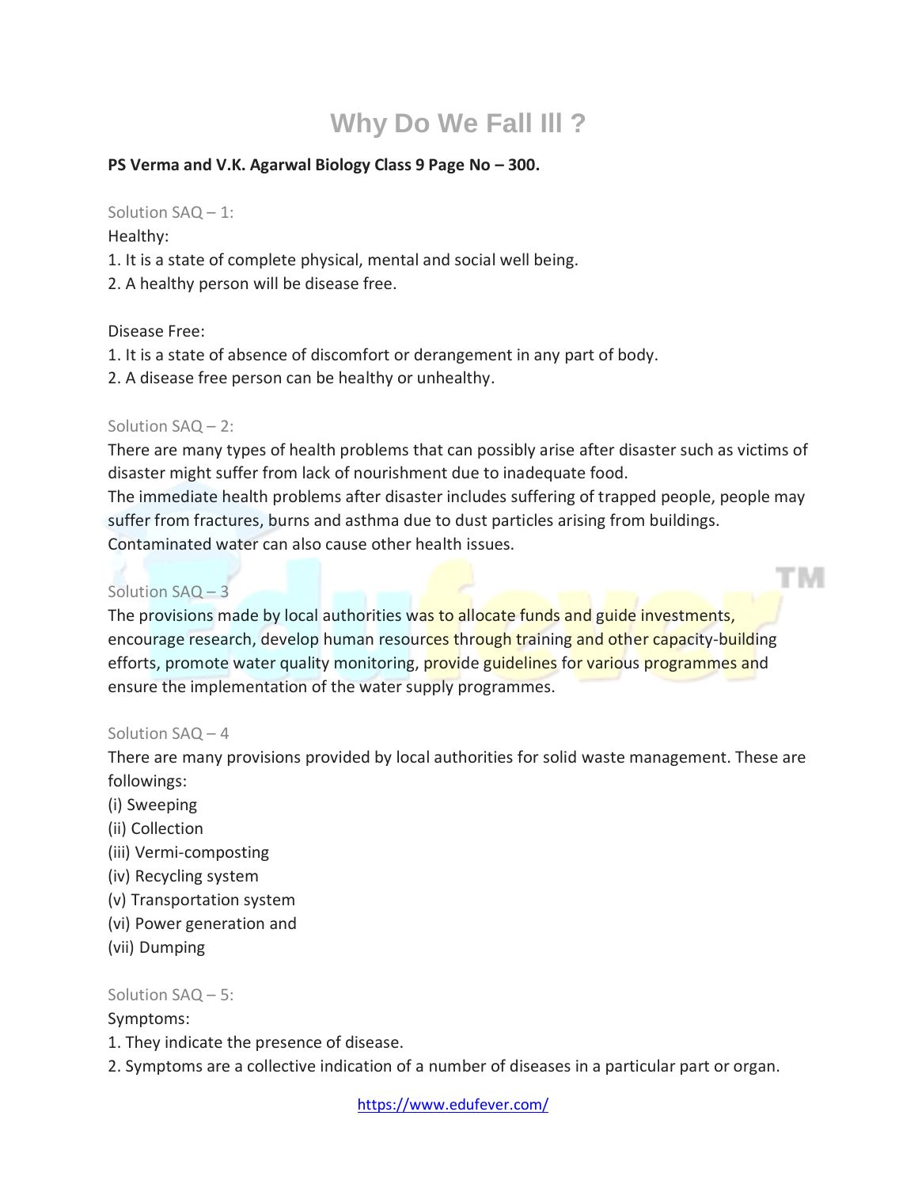# Why Do We Fall Ill ?

**PS Verma and V.K. Agarwal Biology Class 9 Page No – 300.**

Solution SAQ – 1:

Healthy:

1. It is a state of complete physical, mental and social well being.
2. A healthy person will be disease free.

Disease Free:

1. It is a state of absence of discomfort or derangement in any part of body.
2. A disease free person can be healthy or unhealthy.

Solution SAQ – 2:

There are many types of health problems that can possibly arise after disaster such as victims of disaster might suffer from lack of nourishment due to inadequate food.

The immediate health problems after disaster includes suffering of trapped people, people may suffer from fractures, burns and asthma due to dust particles arising from buildings.

Contaminated water can also cause other health issues.

Solution SAQ – 3

The provisions made by local authorities was to allocate funds and guide investments, encourage research, develop human resources through training and other capacity-building efforts, promote water quality monitoring, provide guidelines for various programmes and ensure the implementation of the water supply programmes.

Solution SAQ – 4

There are many provisions provided by local authorities for solid waste management. These are followings:

(i) Sweeping
(ii) Collection
(iii) Vermi-composting
(iv) Recycling system
(v) Transportation system
(vi) Power generation and
(vii) Dumping

Solution SAQ – 5:

Symptoms:

1. They indicate the presence of disease.
2. Symptoms are a collective indication of a number of diseases in a particular part or organ.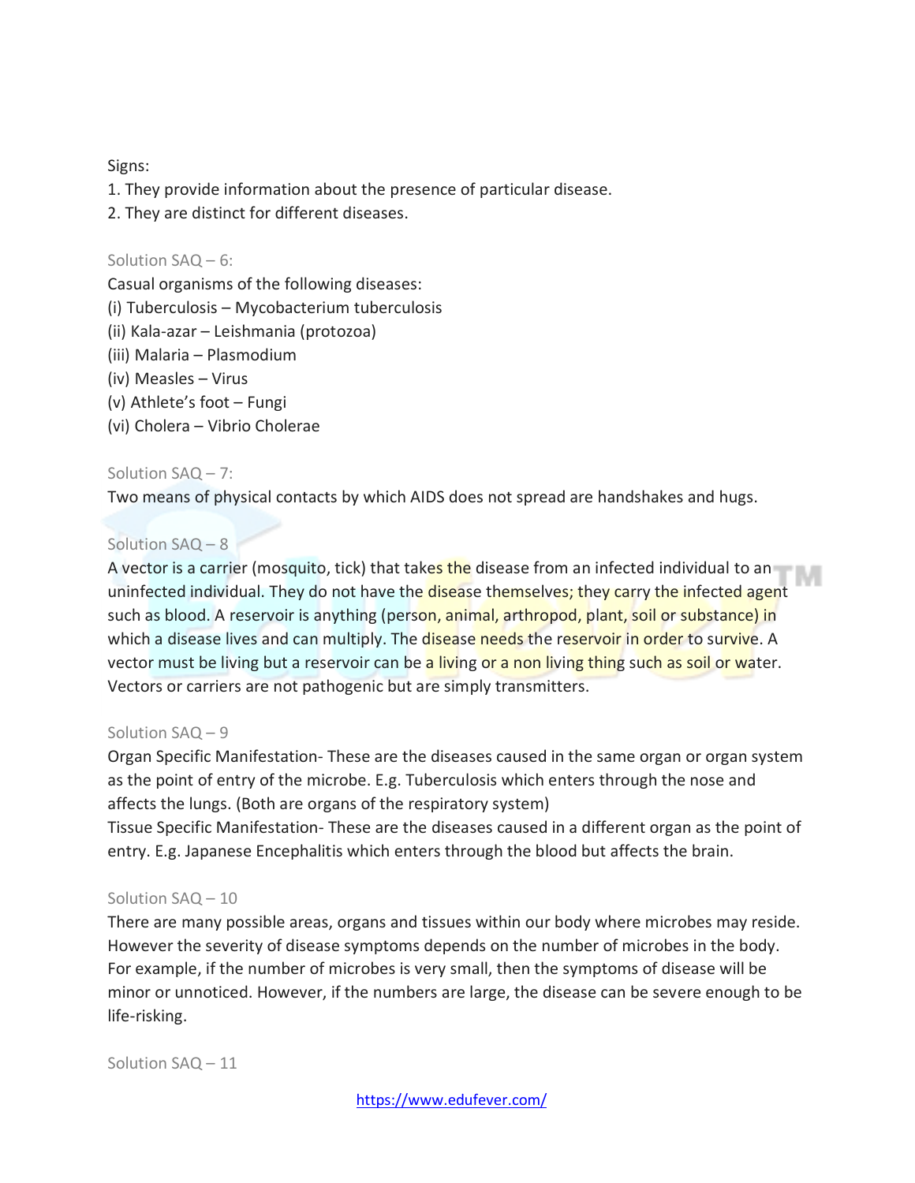Signs:

1. They provide information about the presence of particular disease.
2. They are distinct for different diseases.

Solution SAQ – 6:

Casual organisms of the following diseases:

(i) Tuberculosis – Mycobacterium tuberculosis
(ii) Kala-azar – Leishmania (protozoa)
(iii) Malaria – Plasmodium
(iv) Measles – Virus
(v) Athlete's foot – Fungi
(vi) Cholera – Vibrio Cholerae

Solution SAQ – 7:

Two means of physical contacts by which AIDS does not spread are handshakes and hugs.

Solution SAQ – 8

A vector is a carrier (mosquito, tick) that takes the disease from an infected individual to an uninfected individual. They do not have the disease themselves; they carry the infected agent such as blood. A reservoir is anything (person, animal, arthropod, plant, soil or substance) in which a disease lives and can multiply. The disease needs the reservoir in order to survive. A vector must be living but a reservoir can be a living or a non living thing such as soil or water. Vectors or carriers are not pathogenic but are simply transmitters.

Solution SAQ – 9

Organ Specific Manifestation- These are the diseases caused in the same organ or organ system as the point of entry of the microbe. E.g. Tuberculosis which enters through the nose and affects the lungs. (Both are organs of the respiratory system)

Tissue Specific Manifestation- These are the diseases caused in a different organ as the point of entry. E.g. Japanese Encephalitis which enters through the blood but affects the brain.

Solution SAQ – 10

There are many possible areas, organs and tissues within our body where microbes may reside. However the severity of disease symptoms depends on the number of microbes in the body. For example, if the number of microbes is very small, then the symptoms of disease will be minor or unnoticed. However, if the numbers are large, the disease can be severe enough to be life-risking.

Solution SAQ – 11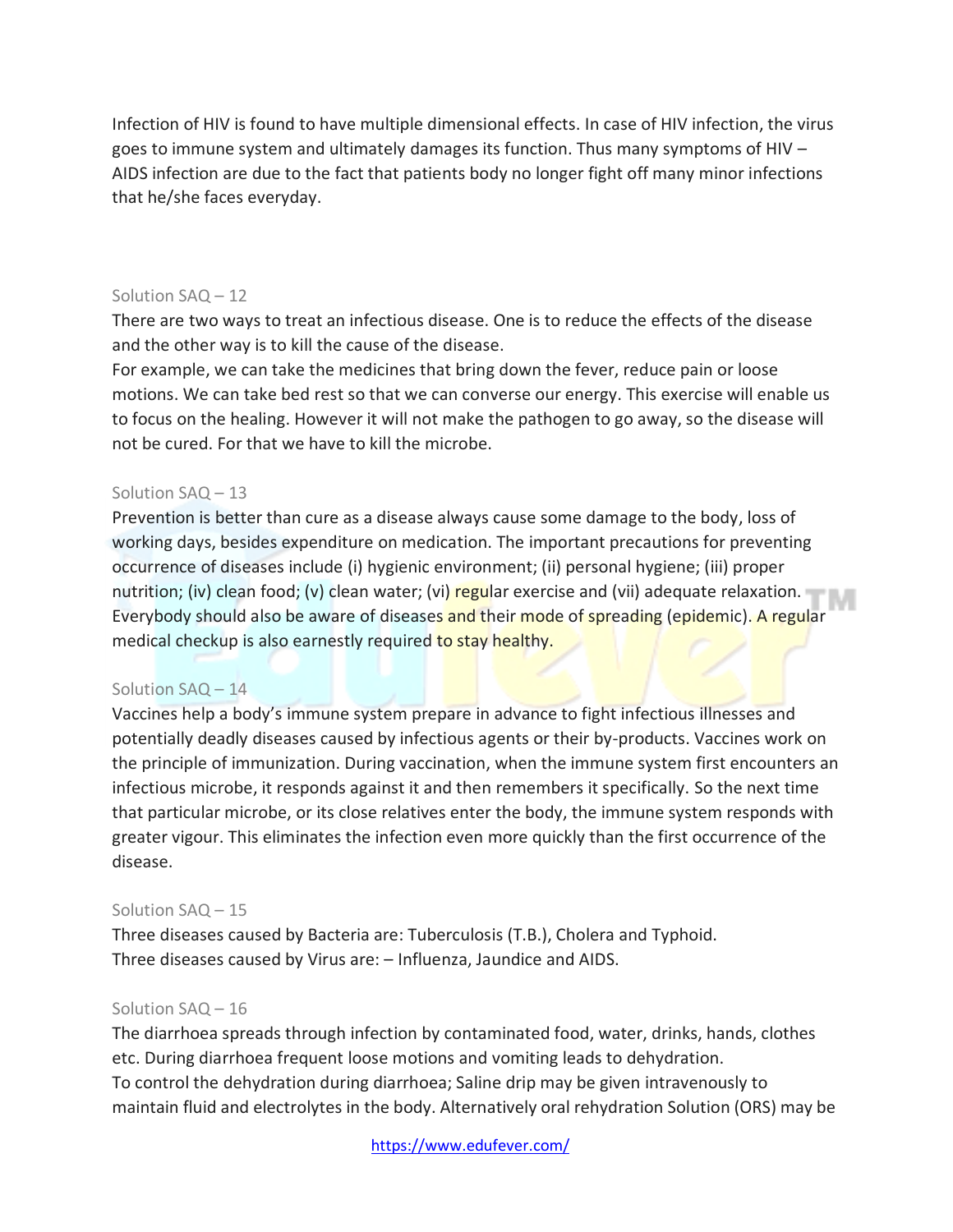Infection of HIV is found to have multiple dimensional effects. In case of HIV infection, the virus goes to immune system and ultimately damages its function. Thus many symptoms of HIV – AIDS infection are due to the fact that patients body no longer fight off many minor infections that he/she faces everyday.

Solution SAQ – 12

There are two ways to treat an infectious disease. One is to reduce the effects of the disease and the other way is to kill the cause of the disease.

For example, we can take the medicines that bring down the fever, reduce pain or loose motions. We can take bed rest so that we can converse our energy. This exercise will enable us to focus on the healing. However it will not make the pathogen to go away, so the disease will not be cured. For that we have to kill the microbe.

Solution SAQ – 13

Prevention is better than cure as a disease always cause some damage to the body, loss of working days, besides expenditure on medication. The important precautions for preventing occurrence of diseases include (i) hygienic environment; (ii) personal hygiene; (iii) proper nutrition; (iv) clean food; (v) clean water; (vi) regular exercise and (vii) adequate relaxation. Everybody should also be aware of diseases and their mode of spreading (epidemic). A regular medical checkup is also earnestly required to stay healthy.

Solution SAQ – 14

Vaccines help a body's immune system prepare in advance to fight infectious illnesses and potentially deadly diseases caused by infectious agents or their by-products. Vaccines work on the principle of immunization. During vaccination, when the immune system first encounters an infectious microbe, it responds against it and then remembers it specifically. So the next time that particular microbe, or its close relatives enter the body, the immune system responds with greater vigour. This eliminates the infection even more quickly than the first occurrence of the disease.

Solution SAQ – 15

Three diseases caused by Bacteria are: Tuberculosis (T.B.), Cholera and Typhoid.

Three diseases caused by Virus are: – Influenza, Jaundice and AIDS.

Solution SAQ – 16

The diarrhoea spreads through infection by contaminated food, water, drinks, hands, clothes etc. During diarrhoea frequent loose motions and vomiting leads to dehydration.

To control the dehydration during diarrhoea; Saline drip may be given intravenously to maintain fluid and electrolytes in the body. Alternatively oral rehydration Solution (ORS) may be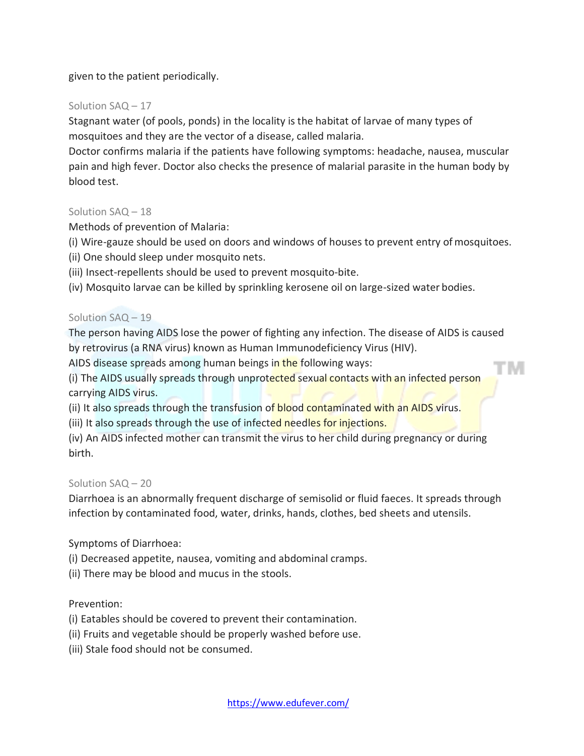given to the patient periodically.

Solution SAQ – 17

Stagnant water (of pools, ponds) in the locality is the habitat of larvae of many types of mosquitoes and they are the vector of a disease, called malaria.

Doctor confirms malaria if the patients have following symptoms: headache, nausea, muscular pain and high fever. Doctor also checks the presence of malarial parasite in the human body by blood test.

Solution SAQ – 18

Methods of prevention of Malaria:

(i) Wire-gauze should be used on doors and windows of houses to prevent entry of mosquitoes.
(ii) One should sleep under mosquito nets.
(iii) Insect-repellents should be used to prevent mosquito-bite.
(iv) Mosquito larvae can be killed by sprinkling kerosene oil on large-sized water bodies.

Solution SAQ – 19

The person having AIDS lose the power of fighting any infection. The disease of AIDS is caused by retrovirus (a RNA virus) known as Human Immunodeficiency Virus (HIV).

AIDS disease spreads among human beings in the following ways:

(i) The AIDS usually spreads through unprotected sexual contacts with an infected person carrying AIDS virus.
(ii) It also spreads through the transfusion of blood contaminated with an AIDS virus.
(iii) It also spreads through the use of infected needles for injections.
(iv) An AIDS infected mother can transmit the virus to her child during pregnancy or during birth.

Solution SAQ – 20

Diarrhoea is an abnormally frequent discharge of semisolid or fluid faeces. It spreads through infection by contaminated food, water, drinks, hands, clothes, bed sheets and utensils.

Symptoms of Diarrhoea:

(i) Decreased appetite, nausea, vomiting and abdominal cramps.
(ii) There may be blood and mucus in the stools.

Prevention:

(i) Eatables should be covered to prevent their contamination.
(ii) Fruits and vegetable should be properly washed before use.
(iii) Stale food should not be consumed.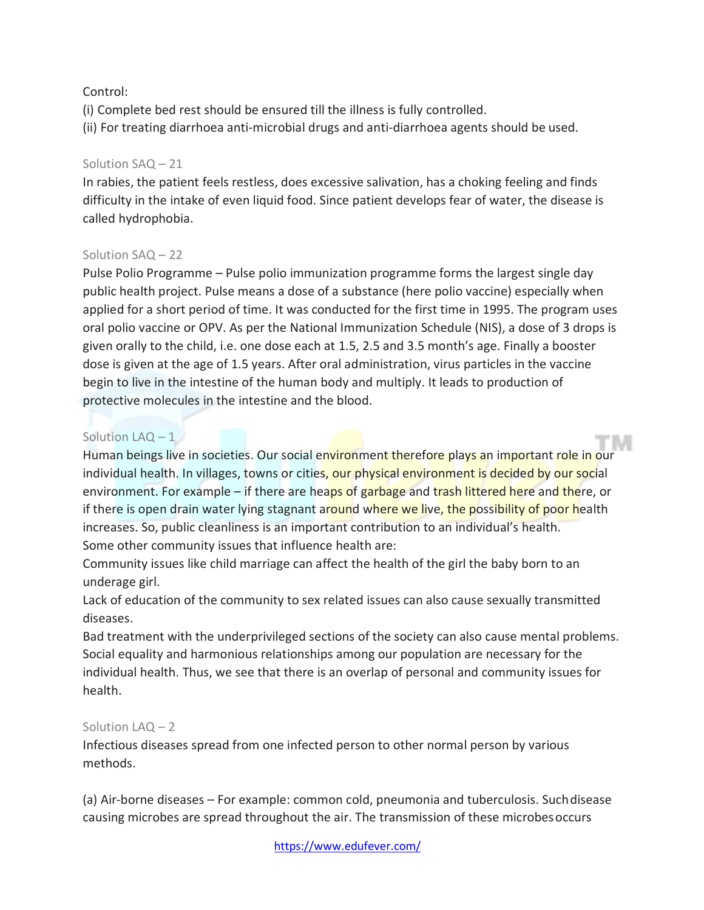Control:

(i) Complete bed rest should be ensured till the illness is fully controlled.

(ii) For treating diarrhoea anti-microbial drugs and anti-diarrhoea agents should be used.

### Solution SAQ – 21

In rabies, the patient feels restless, does excessive salivation, has a choking feeling and finds difficulty in the intake of even liquid food. Since patient develops fear of water, the disease is called hydrophobia.

### Solution SAQ – 22

Pulse Polio Programme – Pulse polio immunization programme forms the largest single day public health project. Pulse means a dose of a substance (here polio vaccine) especially when applied for a short period of time. It was conducted for the first time in 1995. The program uses oral polio vaccine or OPV. As per the National Immunization Schedule (NIS), a dose of 3 drops is given orally to the child, i.e. one dose each at 1.5, 2.5 and 3.5 month's age. Finally a booster dose is given at the age of 1.5 years. After oral administration, virus particles in the vaccine begin to live in the intestine of the human body and multiply. It leads to production of protective molecules in the intestine and the blood.

### Solution LAQ – 1

Human beings live in societies. Our social environment therefore plays an important role in our individual health. In villages, towns or cities, our physical environment is decided by our social environment. For example – if there are heaps of garbage and trash littered here and there, or if there is open drain water lying stagnant around where we live, the possibility of poor health increases. So, public cleanliness is an important contribution to an individual's health.

Some other community issues that influence health are:

Community issues like child marriage can affect the health of the girl the baby born to an underage girl.

Lack of education of the community to sex related issues can also cause sexually transmitted diseases.

Bad treatment with the underprivileged sections of the society can also cause mental problems.

Social equality and harmonious relationships among our population are necessary for the individual health. Thus, we see that there is an overlap of personal and community issues for health.

### Solution LAQ – 2

Infectious diseases spread from one infected person to other normal person by various methods.

(a) Air-borne diseases – For example: common cold, pneumonia and tuberculosis. Such disease causing microbes are spread throughout the air. The transmission of these microbes occurs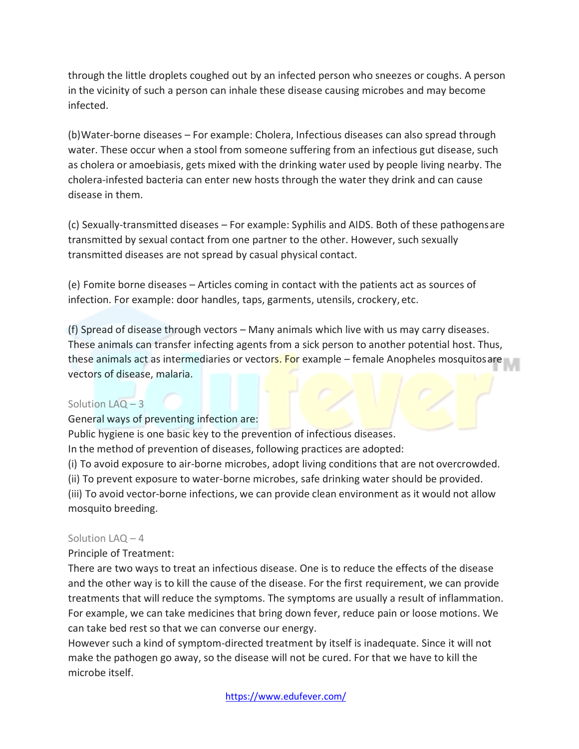through the little droplets coughed out by an infected person who sneezes or coughs. A person in the vicinity of such a person can inhale these disease causing microbes and may become infected.

(b)Water-borne diseases – For example: Cholera, Infectious diseases can also spread through water. These occur when a stool from someone suffering from an infectious gut disease, such as cholera or amoebiasis, gets mixed with the drinking water used by people living nearby. The cholera-infested bacteria can enter new hosts through the water they drink and can cause disease in them.

(c) Sexually-transmitted diseases – For example: Syphilis and AIDS. Both of these pathogens are transmitted by sexual contact from one partner to the other. However, such sexually transmitted diseases are not spread by casual physical contact.

(e) Fomite borne diseases – Articles coming in contact with the patients act as sources of infection. For example: door handles, taps, garments, utensils, crockery, etc.

(f) Spread of disease through vectors – Many animals which live with us may carry diseases. These animals can transfer infecting agents from a sick person to another potential host. Thus, these animals act as intermediaries or vectors. For example – female Anopheles mosquitos are vectors of disease, malaria.

Solution LAQ – 3

General ways of preventing infection are:

Public hygiene is one basic key to the prevention of infectious diseases.

In the method of prevention of diseases, following practices are adopted:

(i) To avoid exposure to air-borne microbes, adopt living conditions that are not overcrowded.

(ii) To prevent exposure to water-borne microbes, safe drinking water should be provided.

(iii) To avoid vector-borne infections, we can provide clean environment as it would not allow mosquito breeding.

Solution LAQ – 4

Principle of Treatment:

There are two ways to treat an infectious disease. One is to reduce the effects of the disease and the other way is to kill the cause of the disease. For the first requirement, we can provide treatments that will reduce the symptoms. The symptoms are usually a result of inflammation. For example, we can take medicines that bring down fever, reduce pain or loose motions. We can take bed rest so that we can converse our energy.

However such a kind of symptom-directed treatment by itself is inadequate. Since it will not make the pathogen go away, so the disease will not be cured. For that we have to kill the microbe itself.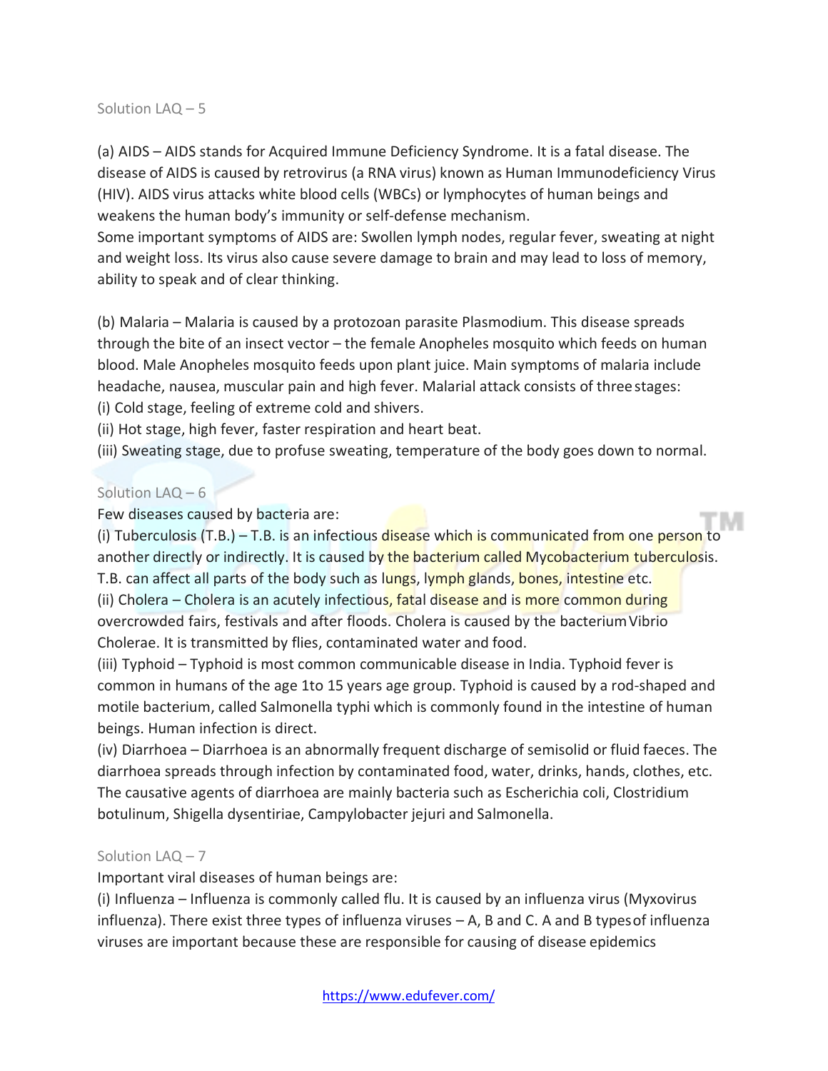Solution LAQ – 5

(a) AIDS – AIDS stands for Acquired Immune Deficiency Syndrome. It is a fatal disease. The disease of AIDS is caused by retrovirus (a RNA virus) known as Human Immunodeficiency Virus (HIV). AIDS virus attacks white blood cells (WBCs) or lymphocytes of human beings and weakens the human body's immunity or self-defense mechanism.
Some important symptoms of AIDS are: Swollen lymph nodes, regular fever, sweating at night and weight loss. Its virus also cause severe damage to brain and may lead to loss of memory, ability to speak and of clear thinking.

(b) Malaria – Malaria is caused by a protozoan parasite Plasmodium. This disease spreads through the bite of an insect vector – the female Anopheles mosquito which feeds on human blood. Male Anopheles mosquito feeds upon plant juice. Main symptoms of malaria include headache, nausea, muscular pain and high fever. Malarial attack consists of three stages:
(i) Cold stage, feeling of extreme cold and shivers.
(ii) Hot stage, high fever, faster respiration and heart beat.
(iii) Sweating stage, due to profuse sweating, temperature of the body goes down to normal.

Solution LAQ – 6

Few diseases caused by bacteria are:
(i) Tuberculosis (T.B.) – T.B. is an infectious disease which is communicated from one person to another directly or indirectly. It is caused by the bacterium called Mycobacterium tuberculosis. T.B. can affect all parts of the body such as lungs, lymph glands, bones, intestine etc.
(ii) Cholera – Cholera is an acutely infectious, fatal disease and is more common during overcrowded fairs, festivals and after floods. Cholera is caused by the bacterium Vibrio Cholerae. It is transmitted by flies, contaminated water and food.
(iii) Typhoid – Typhoid is most common communicable disease in India. Typhoid fever is common in humans of the age 1to 15 years age group. Typhoid is caused by a rod-shaped and motile bacterium, called Salmonella typhi which is commonly found in the intestine of human beings. Human infection is direct.
(iv) Diarrhoea – Diarrhoea is an abnormally frequent discharge of semisolid or fluid faeces. The diarrhoea spreads through infection by contaminated food, water, drinks, hands, clothes, etc. The causative agents of diarrhoea are mainly bacteria such as Escherichia coli, Clostridium botulinum, Shigella dysentiriae, Campylobacter jejuri and Salmonella.

Solution LAQ – 7

Important viral diseases of human beings are:
(i) Influenza – Influenza is commonly called flu. It is caused by an influenza virus (Myxovirus influenza). There exist three types of influenza viruses – A, B and C. A and B types of influenza viruses are important because these are responsible for causing of disease epidemics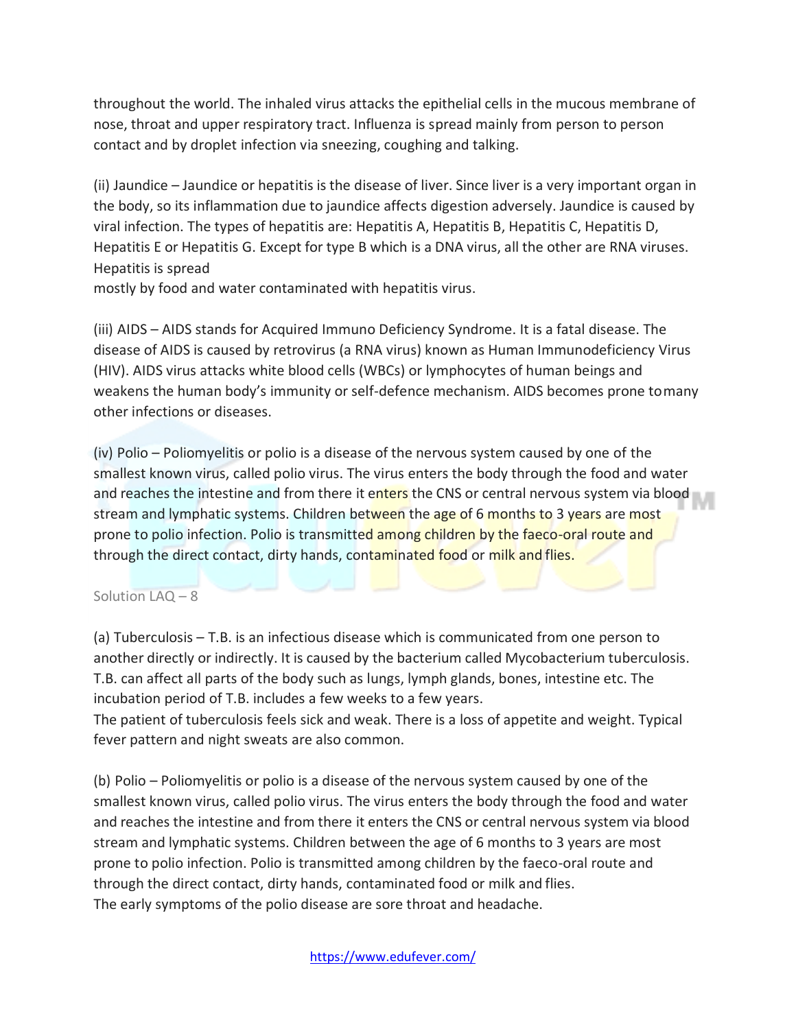throughout the world. The inhaled virus attacks the epithelial cells in the mucous membrane of nose, throat and upper respiratory tract. Influenza is spread mainly from person to person contact and by droplet infection via sneezing, coughing and talking.

(ii) Jaundice – Jaundice or hepatitis is the disease of liver. Since liver is a very important organ in the body, so its inflammation due to jaundice affects digestion adversely. Jaundice is caused by viral infection. The types of hepatitis are: Hepatitis A, Hepatitis B, Hepatitis C, Hepatitis D, Hepatitis E or Hepatitis G. Except for type B which is a DNA virus, all the other are RNA viruses. Hepatitis is spread
mostly by food and water contaminated with hepatitis virus.

(iii) AIDS – AIDS stands for Acquired Immuno Deficiency Syndrome. It is a fatal disease. The disease of AIDS is caused by retrovirus (a RNA virus) known as Human Immunodeficiency Virus (HIV). AIDS virus attacks white blood cells (WBCs) or lymphocytes of human beings and weakens the human body's immunity or self-defence mechanism. AIDS becomes prone tomany other infections or diseases.

(iv) Polio – Poliomyelitis or polio is a disease of the nervous system caused by one of the smallest known virus, called polio virus. The virus enters the body through the food and water and reaches the intestine and from there it enters the CNS or central nervous system via blood stream and lymphatic systems. Children between the age of 6 months to 3 years are most prone to polio infection. Polio is transmitted among children by the faeco-oral route and through the direct contact, dirty hands, contaminated food or milk and flies.

Solution LAQ – 8

(a) Tuberculosis – T.B. is an infectious disease which is communicated from one person to another directly or indirectly. It is caused by the bacterium called Mycobacterium tuberculosis. T.B. can affect all parts of the body such as lungs, lymph glands, bones, intestine etc. The incubation period of T.B. includes a few weeks to a few years.
The patient of tuberculosis feels sick and weak. There is a loss of appetite and weight. Typical fever pattern and night sweats are also common.

(b) Polio – Poliomyelitis or polio is a disease of the nervous system caused by one of the smallest known virus, called polio virus. The virus enters the body through the food and water and reaches the intestine and from there it enters the CNS or central nervous system via blood stream and lymphatic systems. Children between the age of 6 months to 3 years are most prone to polio infection. Polio is transmitted among children by the faeco-oral route and through the direct contact, dirty hands, contaminated food or milk and flies.
The early symptoms of the polio disease are sore throat and headache.

https://www.edufever.com/